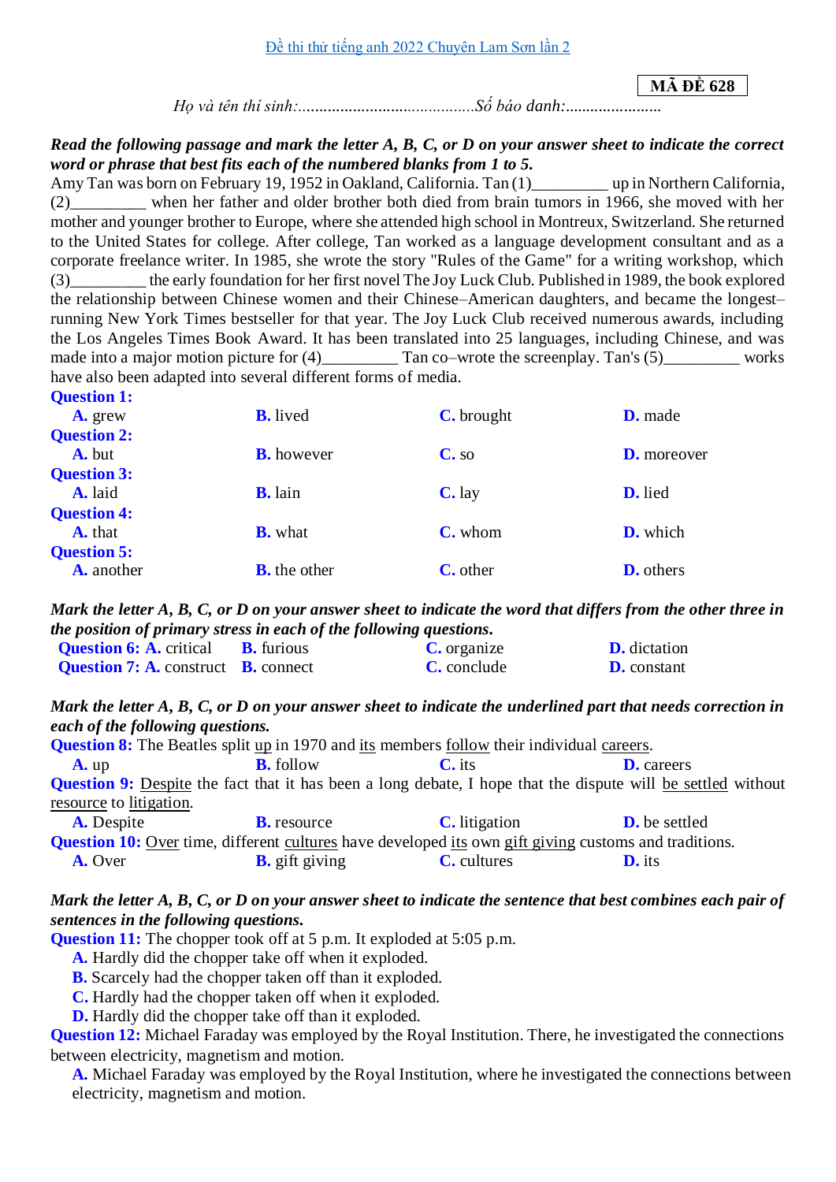Đề thi thử tiếng anh 2022 Chuyên Lam Sơn lần 2

**MÃ ĐỀ 628**

*Họ và tên thí sinh:..........................................Số báo danh:.......................*

***Read the following passage and mark the letter A, B, C, or D on your answer sheet to indicate the correct word or phrase that best fits each of the numbered blanks from 1 to 5.***

Amy Tan was born on February 19, 1952 in Oakland, California. Tan (1)_________ up in Northern California, (2)_________ when her father and older brother both died from brain tumors in 1966, she moved with her mother and younger brother to Europe, where she attended high school in Montreux, Switzerland. She returned to the United States for college. After college, Tan worked as a language development consultant and as a corporate freelance writer. In 1985, she wrote the story "Rules of the Game" for a writing workshop, which (3)_________ the early foundation for her first novel The Joy Luck Club. Published in 1989, the book explored the relationship between Chinese women and their Chinese–American daughters, and became the longest–running New York Times bestseller for that year. The Joy Luck Club received numerous awards, including the Los Angeles Times Book Award. It has been translated into 25 languages, including Chinese, and was made into a major motion picture for (4)_________ Tan co–wrote the screenplay. Tan's (5)_________ works have also been adapted into several different forms of media.

**Question 1:**
**A.** grew **B.** lived **C.** brought **D.** made

**Question 2:**
**A.** but **B.** however **C.** so **D.** moreover

**Question 3:**
**A.** laid **B.** lain **C.** lay **D.** lied

**Question 4:**
**A.** that **B.** what **C.** whom **D.** which

**Question 5:**
**A.** another **B.** the other **C.** other **D.** others

***Mark the letter A, B, C, or D on your answer sheet to indicate the word that differs from the other three in the position of primary stress in each of the following questions.***

**Question 6:** **A.** critical **B.** furious **C.** organize **D.** dictation

**Question 7:** **A.** construct **B.** connect **C.** conclude **D.** constant

***Mark the letter A, B, C, or D on your answer sheet to indicate the underlined part that needs correction in each of the following questions.***

**Question 8:** The Beatles split up in 1970 and its members follow their individual careers.
**A.** up **B.** follow **C.** its **D.** careers

**Question 9:** Despite the fact that it has been a long debate, I hope that the dispute will be settled without resource to litigation.
**A.** Despite **B.** resource **C.** litigation **D.** be settled

**Question 10:** Over time, different cultures have developed its own gift giving customs and traditions.
**A.** Over **B.** gift giving **C.** cultures **D.** its

***Mark the letter A, B, C, or D on your answer sheet to indicate the sentence that best combines each pair of sentences in the following questions.***

**Question 11:** The chopper took off at 5 p.m. It exploded at 5:05 p.m.
**A.** Hardly did the chopper take off when it exploded.
**B.** Scarcely had the chopper taken off than it exploded.
**C.** Hardly had the chopper taken off when it exploded.
**D.** Hardly did the chopper take off than it exploded.

**Question 12:** Michael Faraday was employed by the Royal Institution. There, he investigated the connections between electricity, magnetism and motion.
**A.** Michael Faraday was employed by the Royal Institution, where he investigated the connections between electricity, magnetism and motion.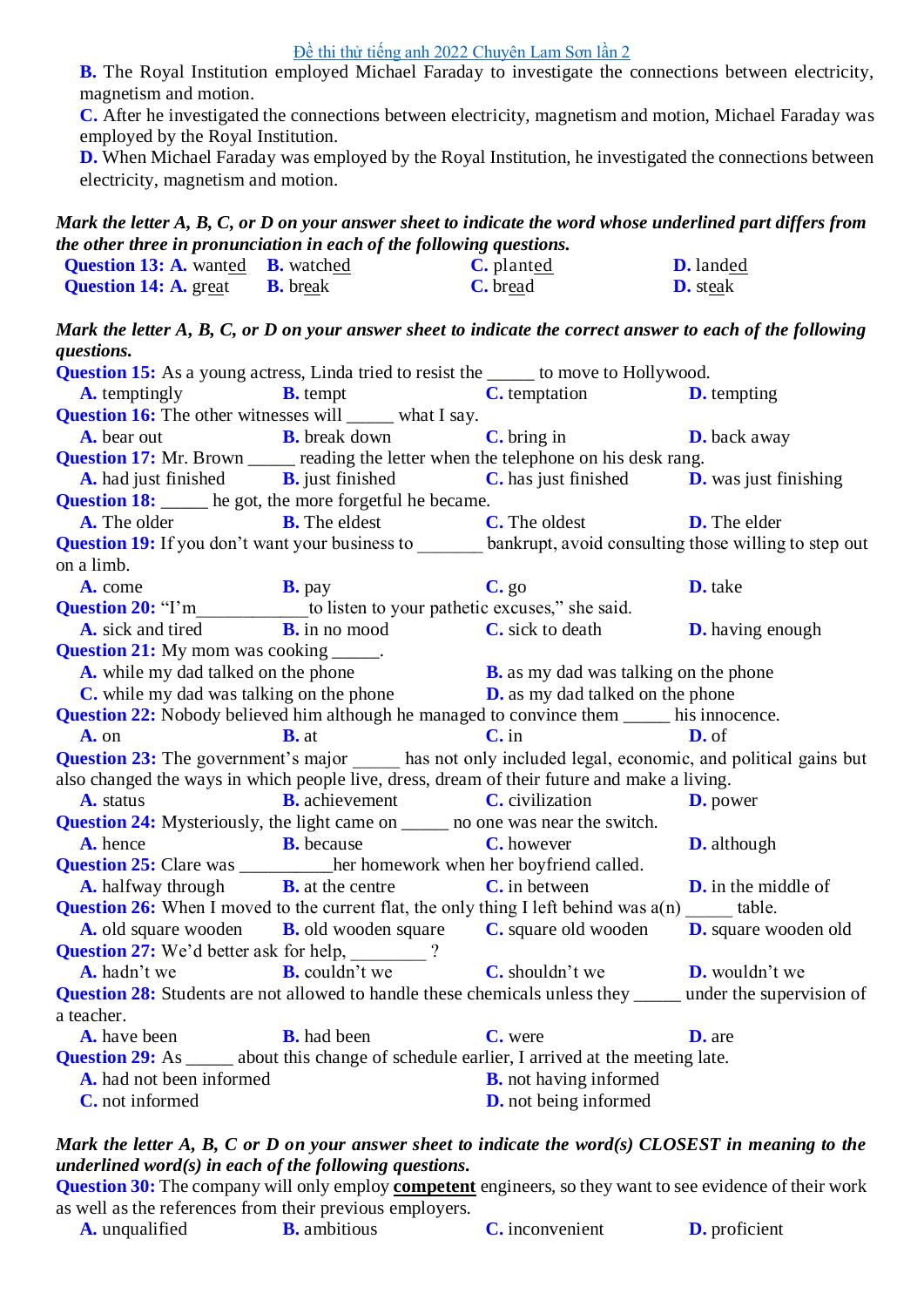**B.** The Royal Institution employed Michael Faraday to investigate the connections between electricity, magnetism and motion.

**C.** After he investigated the connections between electricity, magnetism and motion, Michael Faraday was employed by the Royal Institution.

**D.** When Michael Faraday was employed by the Royal Institution, he investigated the connections between electricity, magnetism and motion.

***Mark the letter A, B, C, or D on your answer sheet to indicate the word whose underlined part differs from the other three in pronunciation in each of the following questions.***

**Question 13:** **A.** want<u>ed</u> **B.** watch<u>ed</u> **C.** plant<u>ed</u> **D.** land<u>ed</u>

**Question 14:** **A.** gr<u>ea</u>t **B.** br<u>ea</u>k **C.** br<u>ea</u>d **D.** st<u>ea</u>k

***Mark the letter A, B, C, or D on your answer sheet to indicate the correct answer to each of the following questions.***

**Question 15:** As a young actress, Linda tried to resist the _____ to move to Hollywood.

**A.** temptingly **B.** tempt **C.** temptation **D.** tempting

**Question 16:** The other witnesses will _____ what I say.

**A.** bear out **B.** break down **C.** bring in **D.** back away

**Question 17:** Mr. Brown _____ reading the letter when the telephone on his desk rang.

**A.** had just finished **B.** just finished **C.** has just finished **D.** was just finishing

**Question 18:** _____ he got, the more forgetful he became.

**A.** The older **B.** The eldest **C.** The oldest **D.** The elder

**Question 19:** If you don't want your business to _______ bankrupt, avoid consulting those willing to step out on a limb.

**A.** come **B.** pay **C.** go **D.** take

**Question 20:** "I'm____________to listen to your pathetic excuses," she said.

**A.** sick and tired **B.** in no mood **C.** sick to death **D.** having enough

**Question 21:** My mom was cooking _____.

**A.** while my dad talked on the phone

**B.** as my dad was talking on the phone

**C.** while my dad was talking on the phone

**D.** as my dad talked on the phone

**Question 22:** Nobody believed him although he managed to convince them _____ his innocence.

**A.** on **B.** at **C.** in **D.** of

**Question 23:** The government's major _____ has not only included legal, economic, and political gains but also changed the ways in which people live, dress, dream of their future and make a living.

**A.** status **B.** achievement **C.** civilization **D.** power

**Question 24:** Mysteriously, the light came on _____ no one was near the switch.

**A.** hence **B.** because **C.** however **D.** although

**Question 25:** Clare was __________her homework when her boyfriend called.

**A.** halfway through **B.** at the centre **C.** in between **D.** in the middle of

**Question 26:** When I moved to the current flat, the only thing I left behind was a(n) _____ table.

**A.** old square wooden **B.** old wooden square **C.** square old wooden **D.** square wooden old

**Question 27:** We'd better ask for help, ________ ?

**A.** hadn't we **B.** couldn't we **C.** shouldn't we **D.** wouldn't we

**Question 28:** Students are not allowed to handle these chemicals unless they _____ under the supervision of a teacher.

**A.** have been **B.** had been **C.** were **D.** are

**Question 29:** As _____ about this change of schedule earlier, I arrived at the meeting late.

**A.** had not been informed

**B.** not having informed

**C.** not informed

**D.** not being informed

***Mark the letter A, B, C or D on your answer sheet to indicate the word(s) CLOSEST in meaning to the underlined word(s) in each of the following questions.***

**Question 30:** The company will only employ **<u>competent</u>** engineers, so they want to see evidence of their work as well as the references from their previous employers.

**A.** unqualified **B.** ambitious **C.** inconvenient **D.** proficient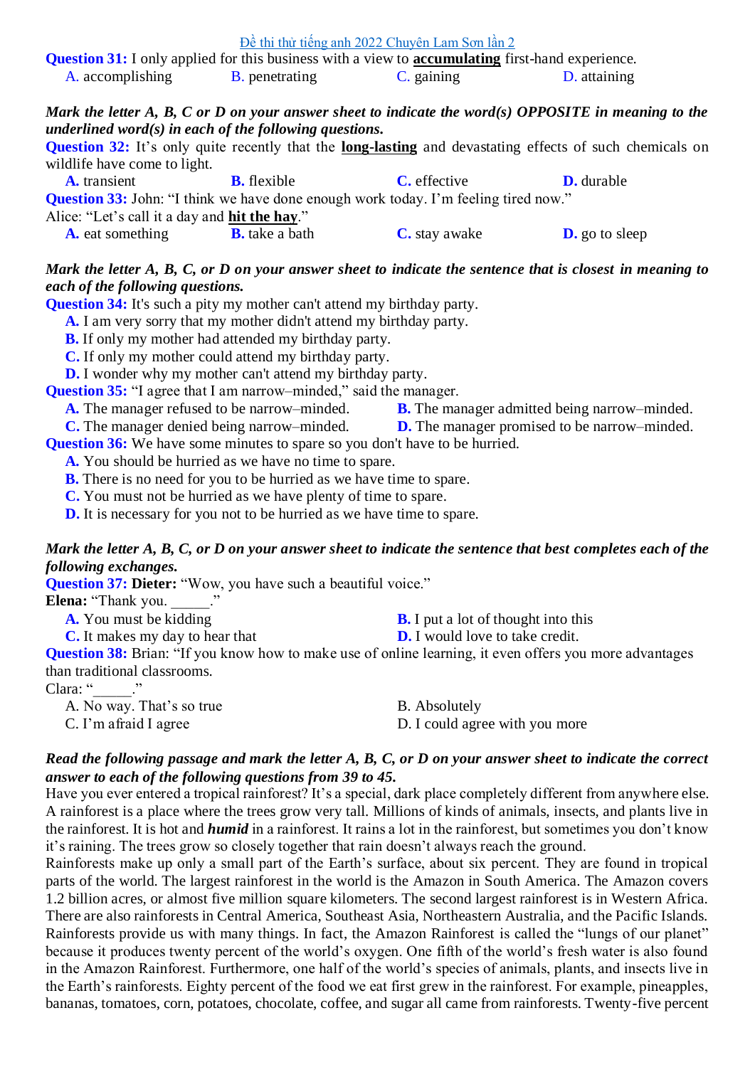**Question 31:** I only applied for this business with a view to **accumulating** first-hand experience.

A. accomplishing B. penetrating C. gaining D. attaining

***Mark the letter A, B, C or D on your answer sheet to indicate the word(s) OPPOSITE in meaning to the underlined word(s) in each of the following questions.***

**Question 32:** It's only quite recently that the **long-lasting** and devastating effects of such chemicals on wildlife have come to light.

**A.** transient **B.** flexible **C.** effective **D.** durable

**Question 33:** John: "I think we have done enough work today. I'm feeling tired now."
Alice: "Let's call it a day and **hit the hay**."

**A.** eat something **B.** take a bath **C.** stay awake **D.** go to sleep

***Mark the letter A, B, C, or D on your answer sheet to indicate the sentence that is closest in meaning to each of the following questions.***

**Question 34:** It's such a pity my mother can't attend my birthday party.

**A.** I am very sorry that my mother didn't attend my birthday party.
**B.** If only my mother had attended my birthday party.
**C.** If only my mother could attend my birthday party.
**D.** I wonder why my mother can't attend my birthday party.

**Question 35:** "I agree that I am narrow–minded," said the manager.

**A.** The manager refused to be narrow–minded.
**B.** The manager admitted being narrow–minded.
**C.** The manager denied being narrow–minded.
**D.** The manager promised to be narrow–minded.

**Question 36:** We have some minutes to spare so you don't have to be hurried.

**A.** You should be hurried as we have no time to spare.
**B.** There is no need for you to be hurried as we have time to spare.
**C.** You must not be hurried as we have plenty of time to spare.
**D.** It is necessary for you not to be hurried as we have time to spare.

***Mark the letter A, B, C, or D on your answer sheet to indicate the sentence that best completes each of the following exchanges.***

**Question 37:** **Dieter:** "Wow, you have such a beautiful voice."
**Elena:** "Thank you. _____."

**A.** You must be kidding
**B.** I put a lot of thought into this
**C.** It makes my day to hear that
**D.** I would love to take credit.

**Question 38:** Brian: "If you know how to make use of online learning, it even offers you more advantages than traditional classrooms.
Clara: "_____."

A. No way. That's so true
B. Absolutely
C. I'm afraid I agree
D. I could agree with you more

***Read the following passage and mark the letter A, B, C, or D on your answer sheet to indicate the correct answer to each of the following questions from 39 to 45.***

Have you ever entered a tropical rainforest? It's a special, dark place completely different from anywhere else. A rainforest is a place where the trees grow very tall. Millions of kinds of animals, insects, and plants live in the rainforest. It is hot and ***humid*** in a rainforest. It rains a lot in the rainforest, but sometimes you don't know it's raining. The trees grow so closely together that rain doesn't always reach the ground.

Rainforests make up only a small part of the Earth's surface, about six percent. They are found in tropical parts of the world. The largest rainforest in the world is the Amazon in South America. The Amazon covers 1.2 billion acres, or almost five million square kilometers. The second largest rainforest is in Western Africa. There are also rainforests in Central America, Southeast Asia, Northeastern Australia, and the Pacific Islands.

Rainforests provide us with many things. In fact, the Amazon Rainforest is called the "lungs of our planet" because it produces twenty percent of the world's oxygen. One fifth of the world's fresh water is also found in the Amazon Rainforest. Furthermore, one half of the world's species of animals, plants, and insects live in the Earth's rainforests. Eighty percent of the food we eat first grew in the rainforest. For example, pineapples, bananas, tomatoes, corn, potatoes, chocolate, coffee, and sugar all came from rainforests. Twenty-five percent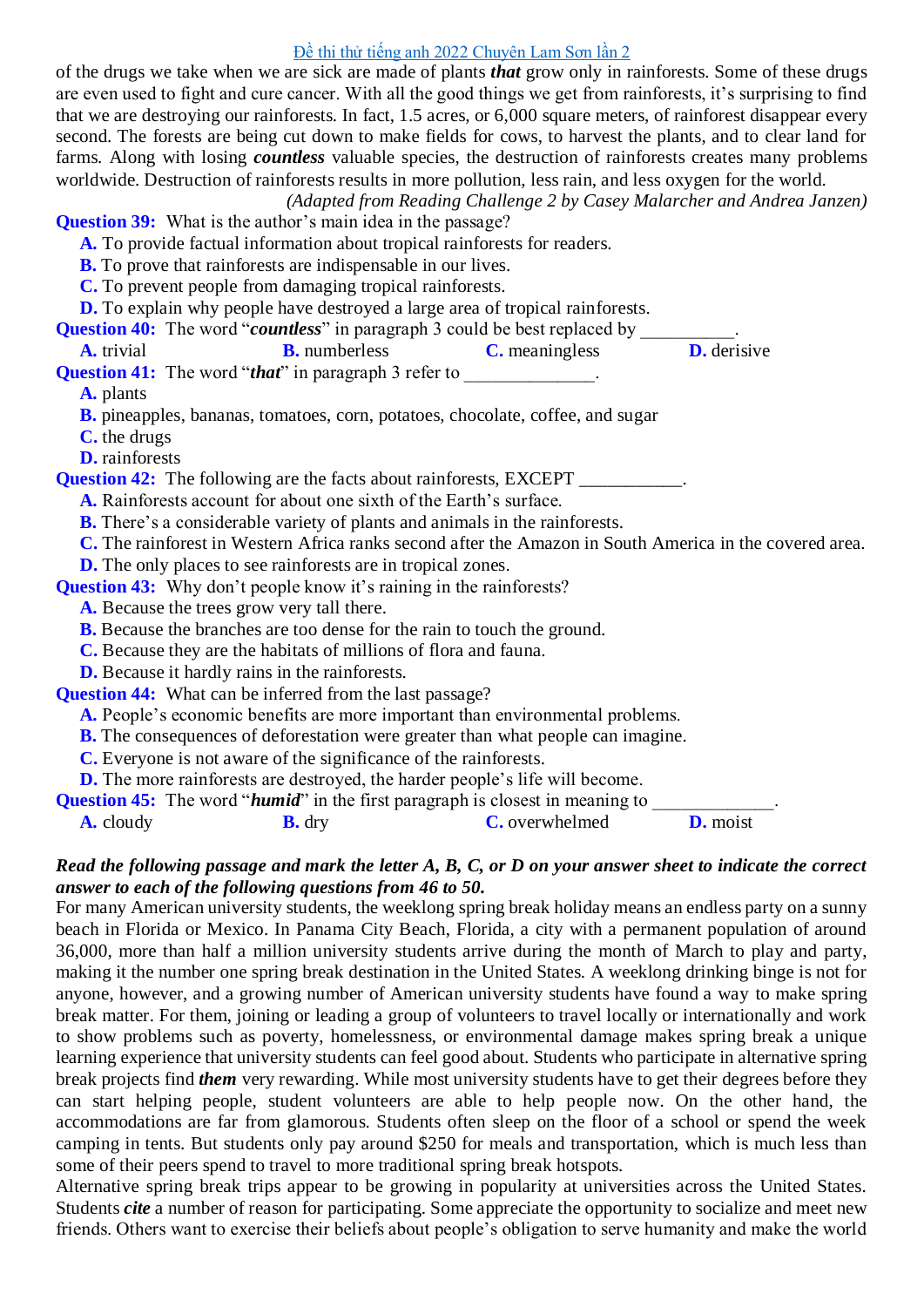of the drugs we take when we are sick are made of plants ***that*** grow only in rainforests. Some of these drugs are even used to fight and cure cancer. With all the good things we get from rainforests, it's surprising to find that we are destroying our rainforests. In fact, 1.5 acres, or 6,000 square meters, of rainforest disappear every second. The forests are being cut down to make fields for cows, to harvest the plants, and to clear land for farms. Along with losing ***countless*** valuable species, the destruction of rainforests creates many problems worldwide. Destruction of rainforests results in more pollution, less rain, and less oxygen for the world.

*(Adapted from Reading Challenge 2 by Casey Malarcher and Andrea Janzen)*

**Question 39:** What is the author's main idea in the passage?

**A.** To provide factual information about tropical rainforests for readers.
**B.** To prove that rainforests are indispensable in our lives.
**C.** To prevent people from damaging tropical rainforests.
**D.** To explain why people have destroyed a large area of tropical rainforests.

**Question 40:** The word "***countless***" in paragraph 3 could be best replaced by __________.

**A.** trivial **B.** numberless **C.** meaningless **D.** derisive

**Question 41:** The word "***that***" in paragraph 3 refer to ______________.

**A.** plants
**B.** pineapples, bananas, tomatoes, corn, potatoes, chocolate, coffee, and sugar
**C.** the drugs
**D.** rainforests

**Question 42:** The following are the facts about rainforests, EXCEPT ___________.

**A.** Rainforests account for about one sixth of the Earth's surface.
**B.** There's a considerable variety of plants and animals in the rainforests.
**C.** The rainforest in Western Africa ranks second after the Amazon in South America in the covered area.
**D.** The only places to see rainforests are in tropical zones.

**Question 43:** Why don't people know it's raining in the rainforests?

**A.** Because the trees grow very tall there.
**B.** Because the branches are too dense for the rain to touch the ground.
**C.** Because they are the habitats of millions of flora and fauna.
**D.** Because it hardly rains in the rainforests.

**Question 44:** What can be inferred from the last passage?

**A.** People's economic benefits are more important than environmental problems.
**B.** The consequences of deforestation were greater than what people can imagine.
**C.** Everyone is not aware of the significance of the rainforests.
**D.** The more rainforests are destroyed, the harder people's life will become.

**Question 45:** The word "***humid***" in the first paragraph is closest in meaning to _____________.

**A.** cloudy **B.** dry **C.** overwhelmed **D.** moist

***Read the following passage and mark the letter A, B, C, or D on your answer sheet to indicate the correct answer to each of the following questions from 46 to 50.***

For many American university students, the weeklong spring break holiday means an endless party on a sunny beach in Florida or Mexico. In Panama City Beach, Florida, a city with a permanent population of around 36,000, more than half a million university students arrive during the month of March to play and party, making it the number one spring break destination in the United States. A weeklong drinking binge is not for anyone, however, and a growing number of American university students have found a way to make spring break matter. For them, joining or leading a group of volunteers to travel locally or internationally and work to show problems such as poverty, homelessness, or environmental damage makes spring break a unique learning experience that university students can feel good about. Students who participate in alternative spring break projects find ***them*** very rewarding. While most university students have to get their degrees before they can start helping people, student volunteers are able to help people now. On the other hand, the accommodations are far from glamorous. Students often sleep on the floor of a school or spend the week camping in tents. But students only pay around $250 for meals and transportation, which is much less than some of their peers spend to travel to more traditional spring break hotspots.

Alternative spring break trips appear to be growing in popularity at universities across the United States. Students ***cite*** a number of reason for participating. Some appreciate the opportunity to socialize and meet new friends. Others want to exercise their beliefs about people's obligation to serve humanity and make the world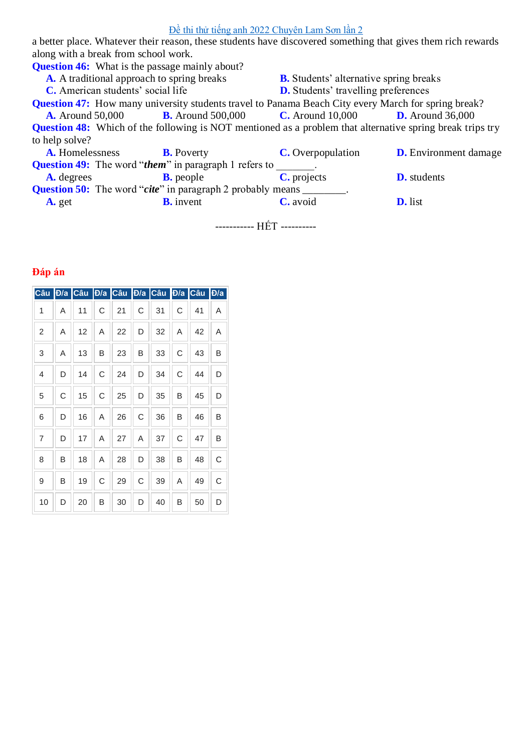a better place. Whatever their reason, these students have discovered something that gives them rich rewards along with a break from school work.

**Question 46:** What is the passage mainly about?

**A.** A traditional approach to spring breaks
**B.** Students' alternative spring breaks
**C.** American students' social life
**D.** Students' travelling preferences

**Question 47:** How many university students travel to Panama Beach City every March for spring break?

**A.** Around 50,000
**B.** Around 500,000
**C.** Around 10,000
**D.** Around 36,000

**Question 48:** Which of the following is NOT mentioned as a problem that alternative spring break trips try to help solve?

**A.** Homelessness
**B.** Poverty
**C.** Overpopulation
**D.** Environment damage

**Question 49:** The word "***them***" in paragraph 1 refers to _______.

**A.** degrees
**B.** people
**C.** projects
**D.** students

**Question 50:** The word "***cite***" in paragraph 2 probably means ________.

**A.** get
**B.** invent
**C.** avoid
**D.** list

----------- HẾT ----------

## Đáp án

| Câu | Đ/a | Câu | Đ/a | Câu | Đ/a | Câu | Đ/a | Câu | Đ/a |
|---|---|---|---|---|---|---|---|---|---|
| 1 | A | 11 | C | 21 | C | 31 | C | 41 | A |
| 2 | A | 12 | A | 22 | D | 32 | A | 42 | A |
| 3 | A | 13 | B | 23 | B | 33 | C | 43 | B |
| 4 | D | 14 | C | 24 | D | 34 | C | 44 | D |
| 5 | C | 15 | C | 25 | D | 35 | B | 45 | D |
| 6 | D | 16 | A | 26 | C | 36 | B | 46 | B |
| 7 | D | 17 | A | 27 | A | 37 | C | 47 | B |
| 8 | B | 18 | A | 28 | D | 38 | B | 48 | C |
| 9 | B | 19 | C | 29 | C | 39 | A | 49 | C |
| 10 | D | 20 | B | 30 | D | 40 | B | 50 | D |